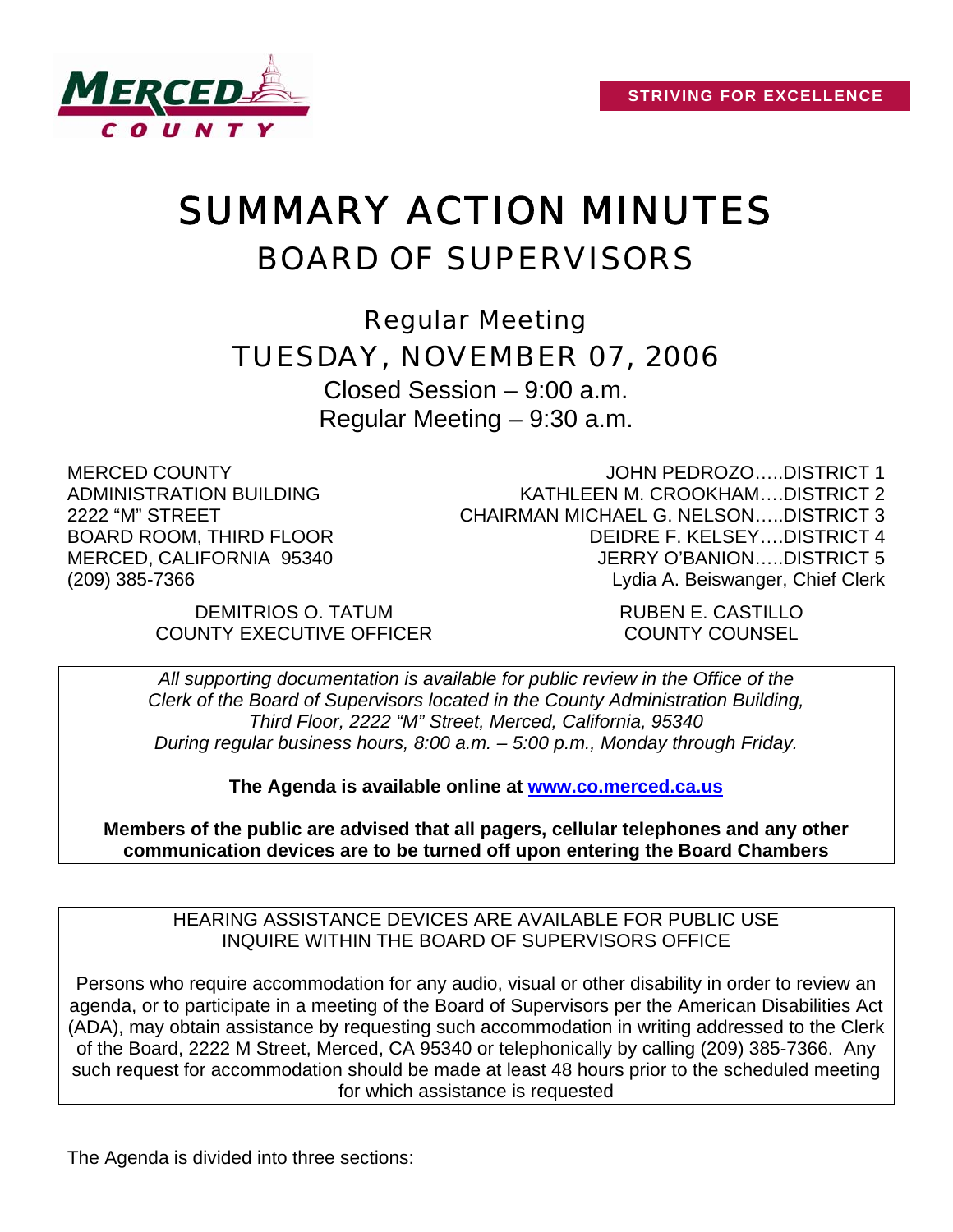**STRIVING FOR EXCELLENCE**

# SUMMARY ACTION MINUTES

## BOARD OF SUPERVISORS

### Regular Meeting

### TUESDAY, NOVEMBER 07, 2006

Closed Session – 9:00 a.m.

Regular Meeting – 9:30 a.m.

MERCED COUNTY
ADMINISTRATION BUILDING
2222 "M" STREET
BOARD ROOM, THIRD FLOOR
MERCED, CALIFORNIA 95340
(209) 385-7366

JOHN PEDROZO…..DISTRICT 1
KATHLEEN M. CROOKHAM….DISTRICT 2
CHAIRMAN MICHAEL G. NELSON…..DISTRICT 3
DEIDRE F. KELSEY….DISTRICT 4
JERRY O'BANION…..DISTRICT 5
Lydia A. Beiswanger, Chief Clerk

DEMITRIOS O. TATUM
COUNTY EXECUTIVE OFFICER

RUBEN E. CASTILLO
COUNTY COUNSEL

*All supporting documentation is available for public review in the Office of the Clerk of the Board of Supervisors located in the County Administration Building, Third Floor, 2222 "M" Street, Merced, California, 95340 During regular business hours, 8:00 a.m. – 5:00 p.m., Monday through Friday.*

**The Agenda is available online at [www.co.merced.ca.us](http://www.co.merced.ca.us)**

**Members of the public are advised that all pagers, cellular telephones and any other communication devices are to be turned off upon entering the Board Chambers**

HEARING ASSISTANCE DEVICES ARE AVAILABLE FOR PUBLIC USE
INQUIRE WITHIN THE BOARD OF SUPERVISORS OFFICE

Persons who require accommodation for any audio, visual or other disability in order to review an agenda, or to participate in a meeting of the Board of Supervisors per the American Disabilities Act (ADA), may obtain assistance by requesting such accommodation in writing addressed to the Clerk of the Board, 2222 M Street, Merced, CA 95340 or telephonically by calling (209) 385-7366. Any such request for accommodation should be made at least 48 hours prior to the scheduled meeting for which assistance is requested

The Agenda is divided into three sections: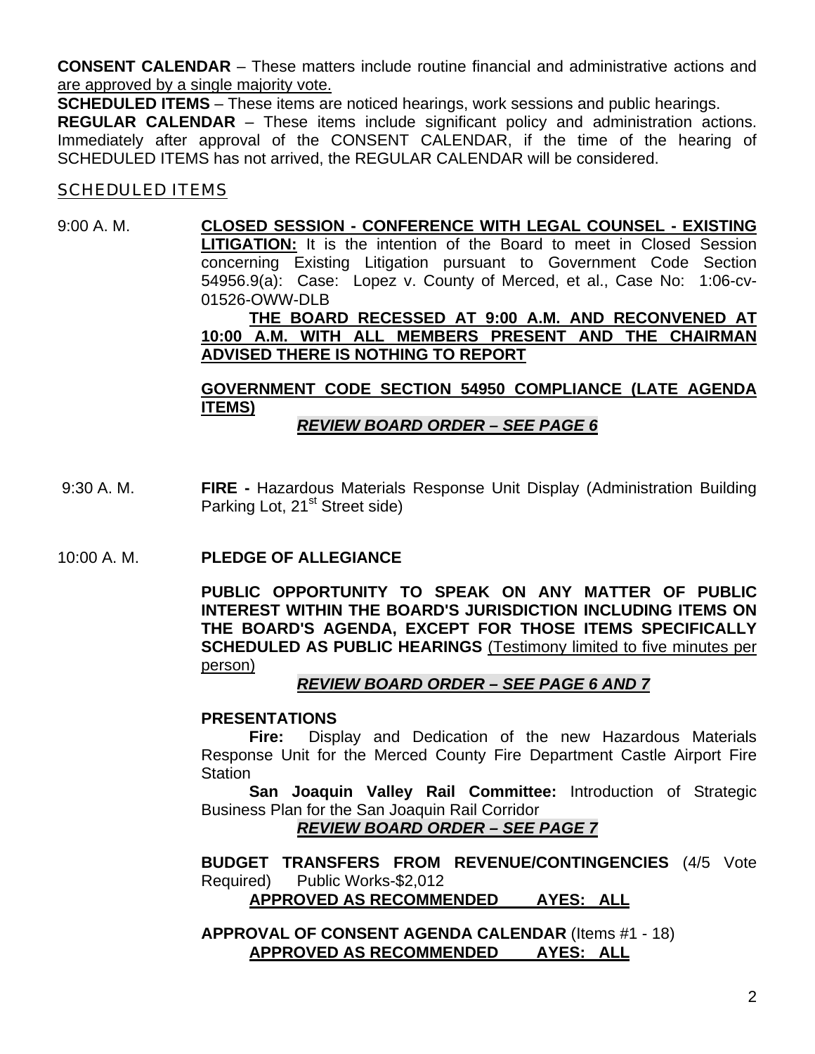**CONSENT CALENDAR** – These matters include routine financial and administrative actions and are approved by a single majority vote.

**SCHEDULED ITEMS** – These items are noticed hearings, work sessions and public hearings.

**REGULAR CALENDAR** – These items include significant policy and administration actions. Immediately after approval of the CONSENT CALENDAR, if the time of the hearing of SCHEDULED ITEMS has not arrived, the REGULAR CALENDAR will be considered.

## SCHEDULED ITEMS

9:00 A. M. **CLOSED SESSION - CONFERENCE WITH LEGAL COUNSEL - EXISTING LITIGATION:** It is the intention of the Board to meet in Closed Session concerning Existing Litigation pursuant to Government Code Section 54956.9(a): Case: Lopez v. County of Merced, et al., Case No: 1:06-cv-01526-OWW-DLB

**THE BOARD RECESSED AT 9:00 A.M. AND RECONVENED AT 10:00 A.M. WITH ALL MEMBERS PRESENT AND THE CHAIRMAN ADVISED THERE IS NOTHING TO REPORT**

**GOVERNMENT CODE SECTION 54950 COMPLIANCE (LATE AGENDA ITEMS)**

***REVIEW BOARD ORDER – SEE PAGE 6***

9:30 A. M. **FIRE -** Hazardous Materials Response Unit Display (Administration Building Parking Lot, 21st Street side)

10:00 A. M. **PLEDGE OF ALLEGIANCE**

**PUBLIC OPPORTUNITY TO SPEAK ON ANY MATTER OF PUBLIC INTEREST WITHIN THE BOARD'S JURISDICTION INCLUDING ITEMS ON THE BOARD'S AGENDA, EXCEPT FOR THOSE ITEMS SPECIFICALLY SCHEDULED AS PUBLIC HEARINGS** (Testimony limited to five minutes per person)

***REVIEW BOARD ORDER – SEE PAGE 6 AND 7***

**PRESENTATIONS**

**Fire:** Display and Dedication of the new Hazardous Materials Response Unit for the Merced County Fire Department Castle Airport Fire Station

**San Joaquin Valley Rail Committee:** Introduction of Strategic Business Plan for the San Joaquin Rail Corridor

***REVIEW BOARD ORDER – SEE PAGE 7***

**BUDGET TRANSFERS FROM REVENUE/CONTINGENCIES** (4/5 Vote Required) Public Works-$2,012

**APPROVED AS RECOMMENDED AYES: ALL**

**APPROVAL OF CONSENT AGENDA CALENDAR** (Items #1 - 18)

**APPROVED AS RECOMMENDED AYES: ALL**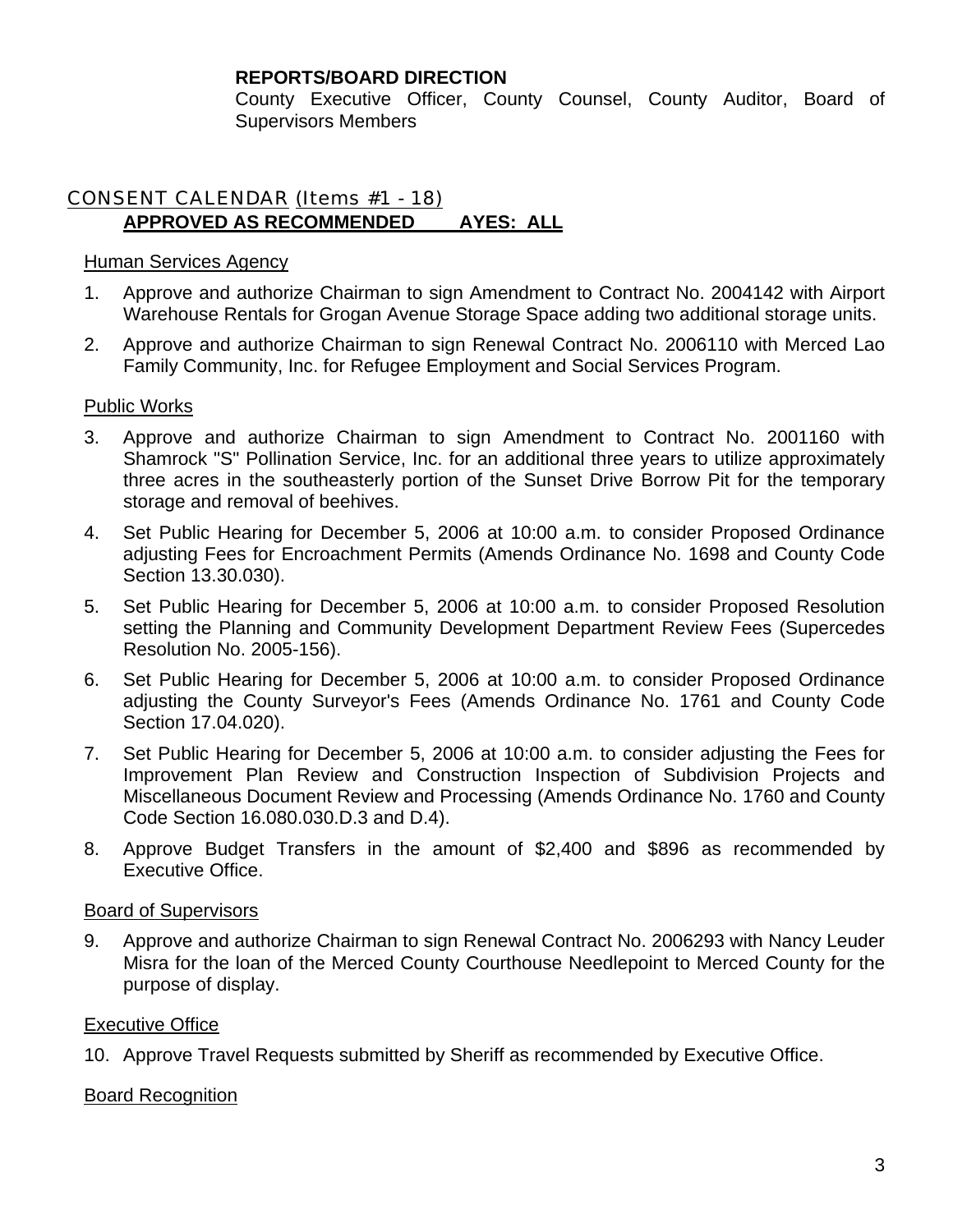**REPORTS/BOARD DIRECTION**
County Executive Officer, County Counsel, County Auditor, Board of Supervisors Members

## CONSENT CALENDAR (Items #1 - 18)

**APPROVED AS RECOMMENDED AYES: ALL**

Human Services Agency

1. Approve and authorize Chairman to sign Amendment to Contract No. 2004142 with Airport Warehouse Rentals for Grogan Avenue Storage Space adding two additional storage units.
2. Approve and authorize Chairman to sign Renewal Contract No. 2006110 with Merced Lao Family Community, Inc. for Refugee Employment and Social Services Program.

Public Works

3. Approve and authorize Chairman to sign Amendment to Contract No. 2001160 with Shamrock "S" Pollination Service, Inc. for an additional three years to utilize approximately three acres in the southeasterly portion of the Sunset Drive Borrow Pit for the temporary storage and removal of beehives.
4. Set Public Hearing for December 5, 2006 at 10:00 a.m. to consider Proposed Ordinance adjusting Fees for Encroachment Permits (Amends Ordinance No. 1698 and County Code Section 13.30.030).
5. Set Public Hearing for December 5, 2006 at 10:00 a.m. to consider Proposed Resolution setting the Planning and Community Development Department Review Fees (Supercedes Resolution No. 2005-156).
6. Set Public Hearing for December 5, 2006 at 10:00 a.m. to consider Proposed Ordinance adjusting the County Surveyor's Fees (Amends Ordinance No. 1761 and County Code Section 17.04.020).
7. Set Public Hearing for December 5, 2006 at 10:00 a.m. to consider adjusting the Fees for Improvement Plan Review and Construction Inspection of Subdivision Projects and Miscellaneous Document Review and Processing (Amends Ordinance No. 1760 and County Code Section 16.080.030.D.3 and D.4).
8. Approve Budget Transfers in the amount of $2,400 and $896 as recommended by Executive Office.

Board of Supervisors

9. Approve and authorize Chairman to sign Renewal Contract No. 2006293 with Nancy Leuder Misra for the loan of the Merced County Courthouse Needlepoint to Merced County for the purpose of display.

Executive Office

10. Approve Travel Requests submitted by Sheriff as recommended by Executive Office.

Board Recognition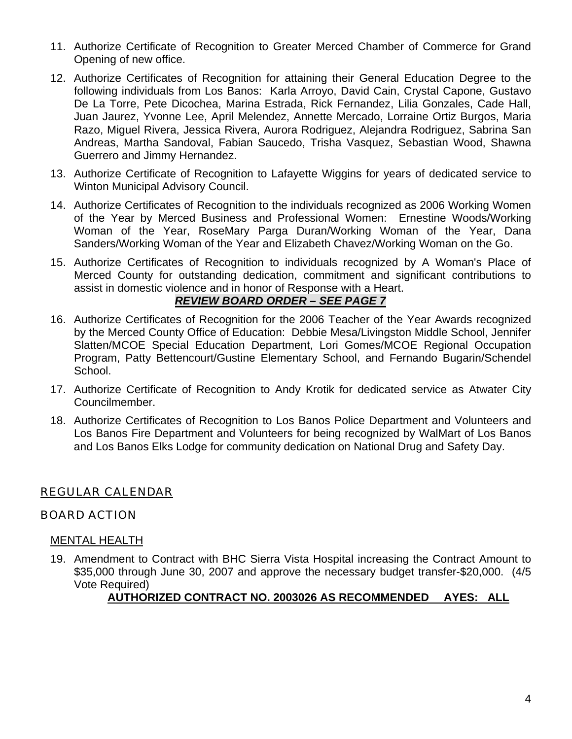11. Authorize Certificate of Recognition to Greater Merced Chamber of Commerce for Grand Opening of new office.

12. Authorize Certificates of Recognition for attaining their General Education Degree to the following individuals from Los Banos: Karla Arroyo, David Cain, Crystal Capone, Gustavo De La Torre, Pete Dicochea, Marina Estrada, Rick Fernandez, Lilia Gonzales, Cade Hall, Juan Jaurez, Yvonne Lee, April Melendez, Annette Mercado, Lorraine Ortiz Burgos, Maria Razo, Miguel Rivera, Jessica Rivera, Aurora Rodriguez, Alejandra Rodriguez, Sabrina San Andreas, Martha Sandoval, Fabian Saucedo, Trisha Vasquez, Sebastian Wood, Shawna Guerrero and Jimmy Hernandez.

13. Authorize Certificate of Recognition to Lafayette Wiggins for years of dedicated service to Winton Municipal Advisory Council.

14. Authorize Certificates of Recognition to the individuals recognized as 2006 Working Women of the Year by Merced Business and Professional Women: Ernestine Woods/Working Woman of the Year, RoseMary Parga Duran/Working Woman of the Year, Dana Sanders/Working Woman of the Year and Elizabeth Chavez/Working Woman on the Go.

15. Authorize Certificates of Recognition to individuals recognized by A Woman's Place of Merced County for outstanding dedication, commitment and significant contributions to assist in domestic violence and in honor of Response with a Heart.

    ***REVIEW BOARD ORDER – SEE PAGE 7***

16. Authorize Certificates of Recognition for the 2006 Teacher of the Year Awards recognized by the Merced County Office of Education: Debbie Mesa/Livingston Middle School, Jennifer Slatten/MCOE Special Education Department, Lori Gomes/MCOE Regional Occupation Program, Patty Bettencourt/Gustine Elementary School, and Fernando Bugarin/Schendel School.

17. Authorize Certificate of Recognition to Andy Krotik for dedicated service as Atwater City Councilmember.

18. Authorize Certificates of Recognition to Los Banos Police Department and Volunteers and Los Banos Fire Department and Volunteers for being recognized by WalMart of Los Banos and Los Banos Elks Lodge for community dedication on National Drug and Safety Day.

## REGULAR CALENDAR

## BOARD ACTION

### MENTAL HEALTH

19. Amendment to Contract with BHC Sierra Vista Hospital increasing the Contract Amount to $35,000 through June 30, 2007 and approve the necessary budget transfer-$20,000. (4/5 Vote Required)

    **AUTHORIZED CONTRACT NO. 2003026 AS RECOMMENDED AYES: ALL**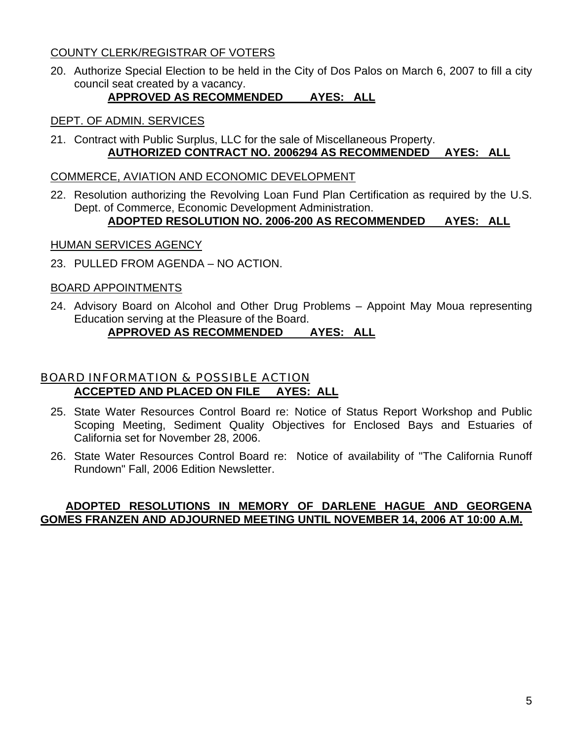COUNTY CLERK/REGISTRAR OF VOTERS

20. Authorize Special Election to be held in the City of Dos Palos on March 6, 2007 to fill a city council seat created by a vacancy.
    **APPROVED AS RECOMMENDED AYES: ALL**

DEPT. OF ADMIN. SERVICES

21. Contract with Public Surplus, LLC for the sale of Miscellaneous Property.
    **AUTHORIZED CONTRACT NO. 2006294 AS RECOMMENDED AYES: ALL**

COMMERCE, AVIATION AND ECONOMIC DEVELOPMENT

22. Resolution authorizing the Revolving Loan Fund Plan Certification as required by the U.S. Dept. of Commerce, Economic Development Administration.
    **ADOPTED RESOLUTION NO. 2006-200 AS RECOMMENDED AYES: ALL**

HUMAN SERVICES AGENCY

23. PULLED FROM AGENDA – NO ACTION.

BOARD APPOINTMENTS

24. Advisory Board on Alcohol and Other Drug Problems – Appoint May Moua representing Education serving at the Pleasure of the Board.
    **APPROVED AS RECOMMENDED AYES: ALL**

## BOARD INFORMATION & POSSIBLE ACTION

**ACCEPTED AND PLACED ON FILE AYES: ALL**

25. State Water Resources Control Board re: Notice of Status Report Workshop and Public Scoping Meeting, Sediment Quality Objectives for Enclosed Bays and Estuaries of California set for November 28, 2006.
26. State Water Resources Control Board re: Notice of availability of "The California Runoff Rundown" Fall, 2006 Edition Newsletter.

**ADOPTED RESOLUTIONS IN MEMORY OF DARLENE HAGUE AND GEORGENA GOMES FRANZEN AND ADJOURNED MEETING UNTIL NOVEMBER 14, 2006 AT 10:00 A.M.**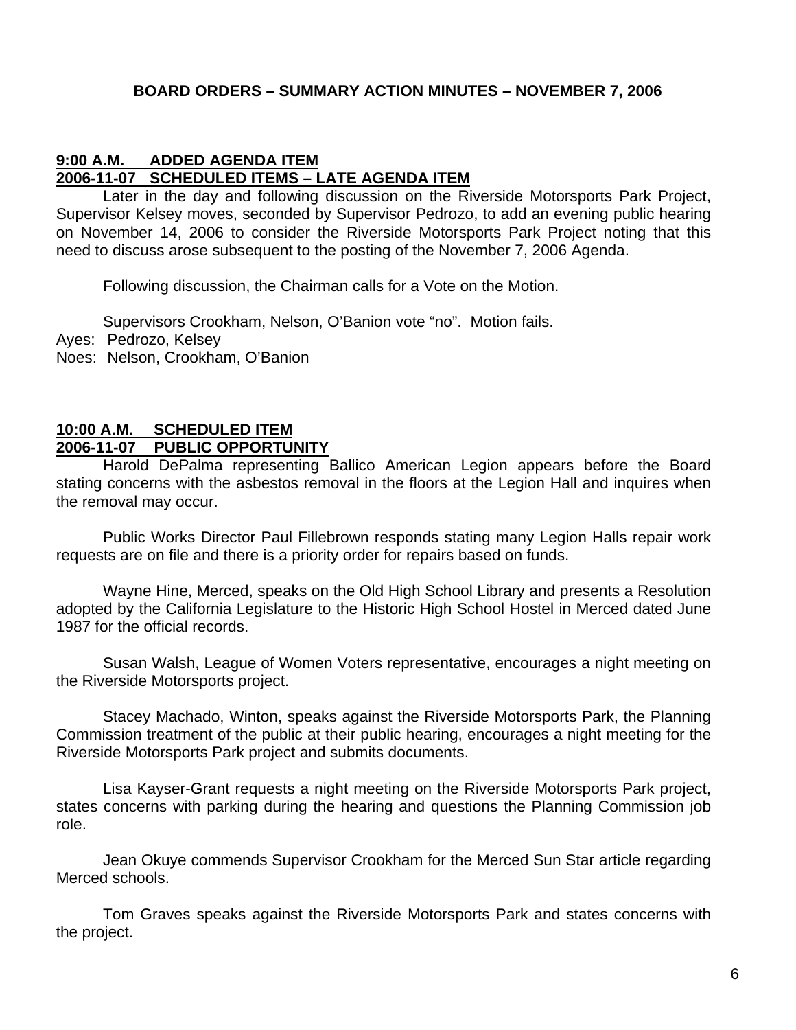**BOARD ORDERS – SUMMARY ACTION MINUTES – NOVEMBER 7, 2006**

**9:00 A.M. ADDED AGENDA ITEM**
**2006-11-07 SCHEDULED ITEMS – LATE AGENDA ITEM**

Later in the day and following discussion on the Riverside Motorsports Park Project, Supervisor Kelsey moves, seconded by Supervisor Pedrozo, to add an evening public hearing on November 14, 2006 to consider the Riverside Motorsports Park Project noting that this need to discuss arose subsequent to the posting of the November 7, 2006 Agenda.

Following discussion, the Chairman calls for a Vote on the Motion.

Supervisors Crookham, Nelson, O'Banion vote "no". Motion fails.
Ayes: Pedrozo, Kelsey
Noes: Nelson, Crookham, O'Banion

**10:00 A.M. SCHEDULED ITEM**
**2006-11-07 PUBLIC OPPORTUNITY**

Harold DePalma representing Ballico American Legion appears before the Board stating concerns with the asbestos removal in the floors at the Legion Hall and inquires when the removal may occur.

Public Works Director Paul Fillebrown responds stating many Legion Halls repair work requests are on file and there is a priority order for repairs based on funds.

Wayne Hine, Merced, speaks on the Old High School Library and presents a Resolution adopted by the California Legislature to the Historic High School Hostel in Merced dated June 1987 for the official records.

Susan Walsh, League of Women Voters representative, encourages a night meeting on the Riverside Motorsports project.

Stacey Machado, Winton, speaks against the Riverside Motorsports Park, the Planning Commission treatment of the public at their public hearing, encourages a night meeting for the Riverside Motorsports Park project and submits documents.

Lisa Kayser-Grant requests a night meeting on the Riverside Motorsports Park project, states concerns with parking during the hearing and questions the Planning Commission job role.

Jean Okuye commends Supervisor Crookham for the Merced Sun Star article regarding Merced schools.

Tom Graves speaks against the Riverside Motorsports Park and states concerns with the project.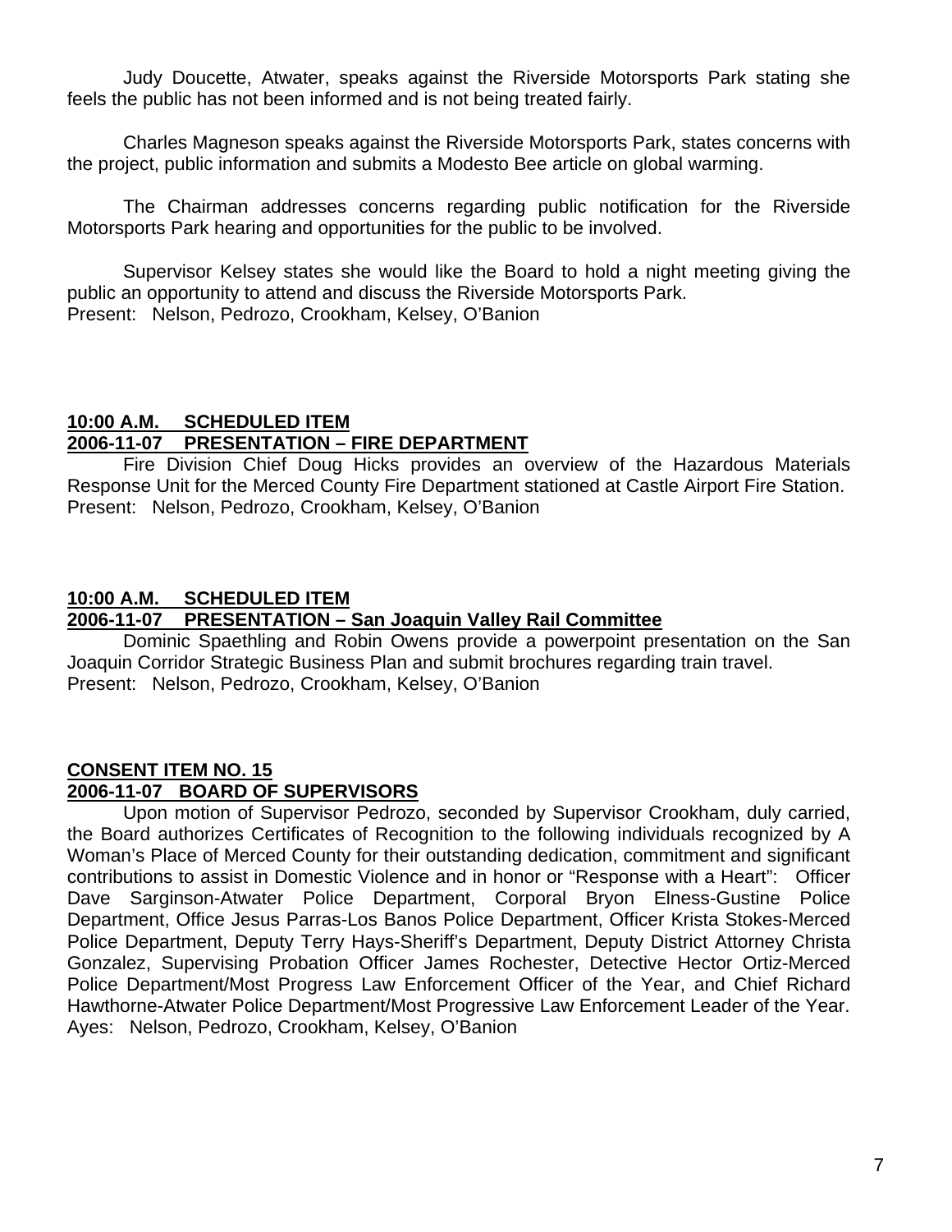Judy Doucette, Atwater, speaks against the Riverside Motorsports Park stating she feels the public has not been informed and is not being treated fairly.

Charles Magneson speaks against the Riverside Motorsports Park, states concerns with the project, public information and submits a Modesto Bee article on global warming.

The Chairman addresses concerns regarding public notification for the Riverside Motorsports Park hearing and opportunities for the public to be involved.

Supervisor Kelsey states she would like the Board to hold a night meeting giving the public an opportunity to attend and discuss the Riverside Motorsports Park.
Present: Nelson, Pedrozo, Crookham, Kelsey, O'Banion

**10:00 A.M. SCHEDULED ITEM**
**2006-11-07 PRESENTATION – FIRE DEPARTMENT**

Fire Division Chief Doug Hicks provides an overview of the Hazardous Materials Response Unit for the Merced County Fire Department stationed at Castle Airport Fire Station.
Present: Nelson, Pedrozo, Crookham, Kelsey, O'Banion

**10:00 A.M. SCHEDULED ITEM**
**2006-11-07 PRESENTATION – San Joaquin Valley Rail Committee**

Dominic Spaethling and Robin Owens provide a powerpoint presentation on the San Joaquin Corridor Strategic Business Plan and submit brochures regarding train travel.
Present: Nelson, Pedrozo, Crookham, Kelsey, O'Banion

**CONSENT ITEM NO. 15**
**2006-11-07 BOARD OF SUPERVISORS**

Upon motion of Supervisor Pedrozo, seconded by Supervisor Crookham, duly carried, the Board authorizes Certificates of Recognition to the following individuals recognized by A Woman's Place of Merced County for their outstanding dedication, commitment and significant contributions to assist in Domestic Violence and in honor or "Response with a Heart": Officer Dave Sarginson-Atwater Police Department, Corporal Bryon Elness-Gustine Police Department, Office Jesus Parras-Los Banos Police Department, Officer Krista Stokes-Merced Police Department, Deputy Terry Hays-Sheriff's Department, Deputy District Attorney Christa Gonzalez, Supervising Probation Officer James Rochester, Detective Hector Ortiz-Merced Police Department/Most Progress Law Enforcement Officer of the Year, and Chief Richard Hawthorne-Atwater Police Department/Most Progressive Law Enforcement Leader of the Year.
Ayes: Nelson, Pedrozo, Crookham, Kelsey, O'Banion